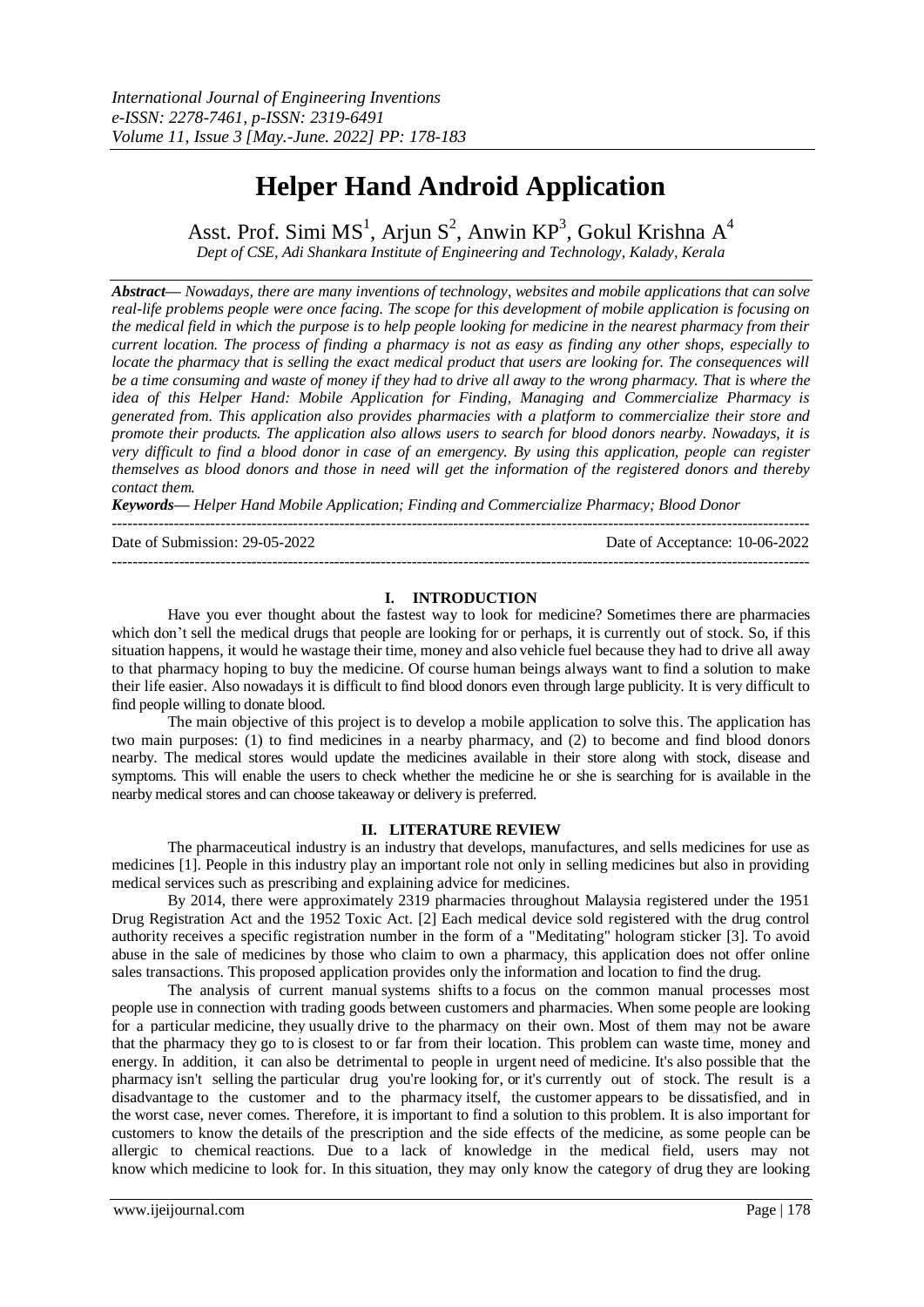# Helper Hand Android Application

Asst. Prof. Simi MS[1], Arjun S[2], Anwin KP[3], Gokul Krishna A[4]

*Dept of CSE, Adi Shankara Institute of Engineering and Technology, Kalady, Kerala*

***Abstract—*** *Nowadays, there are many inventions of technology, websites and mobile applications that can solve real-life problems people were once facing. The scope for this development of mobile application is focusing on the medical field in which the purpose is to help people looking for medicine in the nearest pharmacy from their current location. The process of finding a pharmacy is not as easy as finding any other shops, especially to locate the pharmacy that is selling the exact medical product that users are looking for. The consequences will be a time consuming and waste of money if they had to drive all away to the wrong pharmacy. That is where the idea of this Helper Hand: Mobile Application for Finding, Managing and Commercialize Pharmacy is generated from. This application also provides pharmacies with a platform to commercialize their store and promote their products. The application also allows users to search for blood donors nearby. Nowadays, it is very difficult to find a blood donor in case of an emergency. By using this application, people can register themselves as blood donors and those in need will get the information of the registered donors and thereby contact them.*

***Keywords—*** *Helper Hand Mobile Application; Finding and Commercialize Pharmacy; Blood Donor*

---

Date of Submission: 29-05-2022 Date of Acceptance: 10-06-2022

---

## I. INTRODUCTION

Have you ever thought about the fastest way to look for medicine? Sometimes there are pharmacies which don't sell the medical drugs that people are looking for or perhaps, it is currently out of stock. So, if this situation happens, it would he wastage their time, money and also vehicle fuel because they had to drive all away to that pharmacy hoping to buy the medicine. Of course human beings always want to find a solution to make their life easier. Also nowadays it is difficult to find blood donors even through large publicity. It is very difficult to find people willing to donate blood.

The main objective of this project is to develop a mobile application to solve this. The application has two main purposes: (1) to find medicines in a nearby pharmacy, and (2) to become and find blood donors nearby. The medical stores would update the medicines available in their store along with stock, disease and symptoms. This will enable the users to check whether the medicine he or she is searching for is available in the nearby medical stores and can choose takeaway or delivery is preferred.

## II. LITERATURE REVIEW

The pharmaceutical industry is an industry that develops, manufactures, and sells medicines for use as medicines [1]. People in this industry play an important role not only in selling medicines but also in providing medical services such as prescribing and explaining advice for medicines.

By 2014, there were approximately 2319 pharmacies throughout Malaysia registered under the 1951 Drug Registration Act and the 1952 Toxic Act. [2] Each medical device sold registered with the drug control authority receives a specific registration number in the form of a "Meditating" hologram sticker [3]. To avoid abuse in the sale of medicines by those who claim to own a pharmacy, this application does not offer online sales transactions. This proposed application provides only the information and location to find the drug.

The analysis of current manual systems shifts to a focus on the common manual processes most people use in connection with trading goods between customers and pharmacies. When some people are looking for a particular medicine, they usually drive to the pharmacy on their own. Most of them may not be aware that the pharmacy they go to is closest to or far from their location. This problem can waste time, money and energy. In addition, it can also be detrimental to people in urgent need of medicine. It's also possible that the pharmacy isn't selling the particular drug you're looking for, or it's currently out of stock. The result is a disadvantage to the customer and to the pharmacy itself, the customer appears to be dissatisfied, and in the worst case, never comes. Therefore, it is important to find a solution to this problem. It is also important for customers to know the details of the prescription and the side effects of the medicine, as some people can be allergic to chemical reactions. Due to a lack of knowledge in the medical field, users may not know which medicine to look for. In this situation, they may only know the category of drug they are looking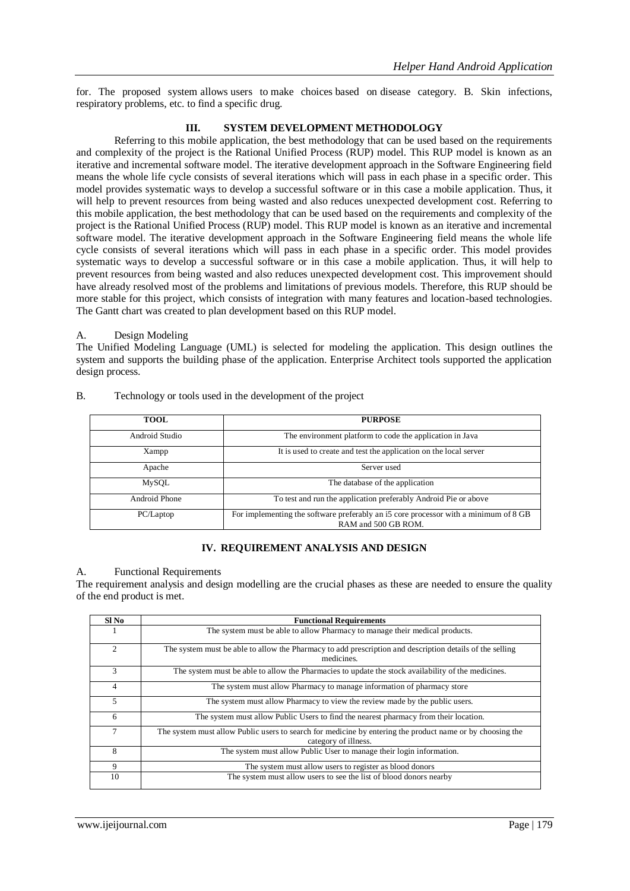for. The proposed system allows users to make choices based on disease category. B. Skin infections, respiratory problems, etc. to find a specific drug.

## III. SYSTEM DEVELOPMENT METHODOLOGY

Referring to this mobile application, the best methodology that can be used based on the requirements and complexity of the project is the Rational Unified Process (RUP) model. This RUP model is known as an iterative and incremental software model. The iterative development approach in the Software Engineering field means the whole life cycle consists of several iterations which will pass in each phase in a specific order. This model provides systematic ways to develop a successful software or in this case a mobile application. Thus, it will help to prevent resources from being wasted and also reduces unexpected development cost. Referring to this mobile application, the best methodology that can be used based on the requirements and complexity of the project is the Rational Unified Process (RUP) model. This RUP model is known as an iterative and incremental software model. The iterative development approach in the Software Engineering field means the whole life cycle consists of several iterations which will pass in each phase in a specific order. This model provides systematic ways to develop a successful software or in this case a mobile application. Thus, it will help to prevent resources from being wasted and also reduces unexpected development cost. This improvement should have already resolved most of the problems and limitations of previous models. Therefore, this RUP should be more stable for this project, which consists of integration with many features and location-based technologies. The Gantt chart was created to plan development based on this RUP model.

### A. Design Modeling

The Unified Modeling Language (UML) is selected for modeling the application. This design outlines the system and supports the building phase of the application. Enterprise Architect tools supported the application design process.

### B. Technology or tools used in the development of the project

| TOOL | PURPOSE |
|---|---|
| Android Studio | The environment platform to code the application in Java |
| Xampp | It is used to create and test the application on the local server |
| Apache | Server used |
| MySQL | The database of the application |
| Android Phone | To test and run the application preferably Android Pie or above |
| PC/Laptop | For implementing the software preferably an i5 core processor with a minimum of 8 GB RAM and 500 GB ROM. |

## IV. REQUIREMENT ANALYSIS AND DESIGN

### A. Functional Requirements

The requirement analysis and design modelling are the crucial phases as these are needed to ensure the quality of the end product is met.

| Sl No | Functional Requirements |
|---|---|
| 1 | The system must be able to allow Pharmacy to manage their medical products. |
| 2 | The system must be able to allow the Pharmacy to add prescription and description details of the selling medicines. |
| 3 | The system must be able to allow the Pharmacies to update the stock availability of the medicines. |
| 4 | The system must allow Pharmacy to manage information of pharmacy store |
| 5 | The system must allow Pharmacy to view the review made by the public users. |
| 6 | The system must allow Public Users to find the nearest pharmacy from their location. |
| 7 | The system must allow Public users to search for medicine by entering the product name or by choosing the category of illness. |
| 8 | The system must allow Public User to manage their login information. |
| 9 | The system must allow users to register as blood donors |
| 10 | The system must allow users to see the list of blood donors nearby |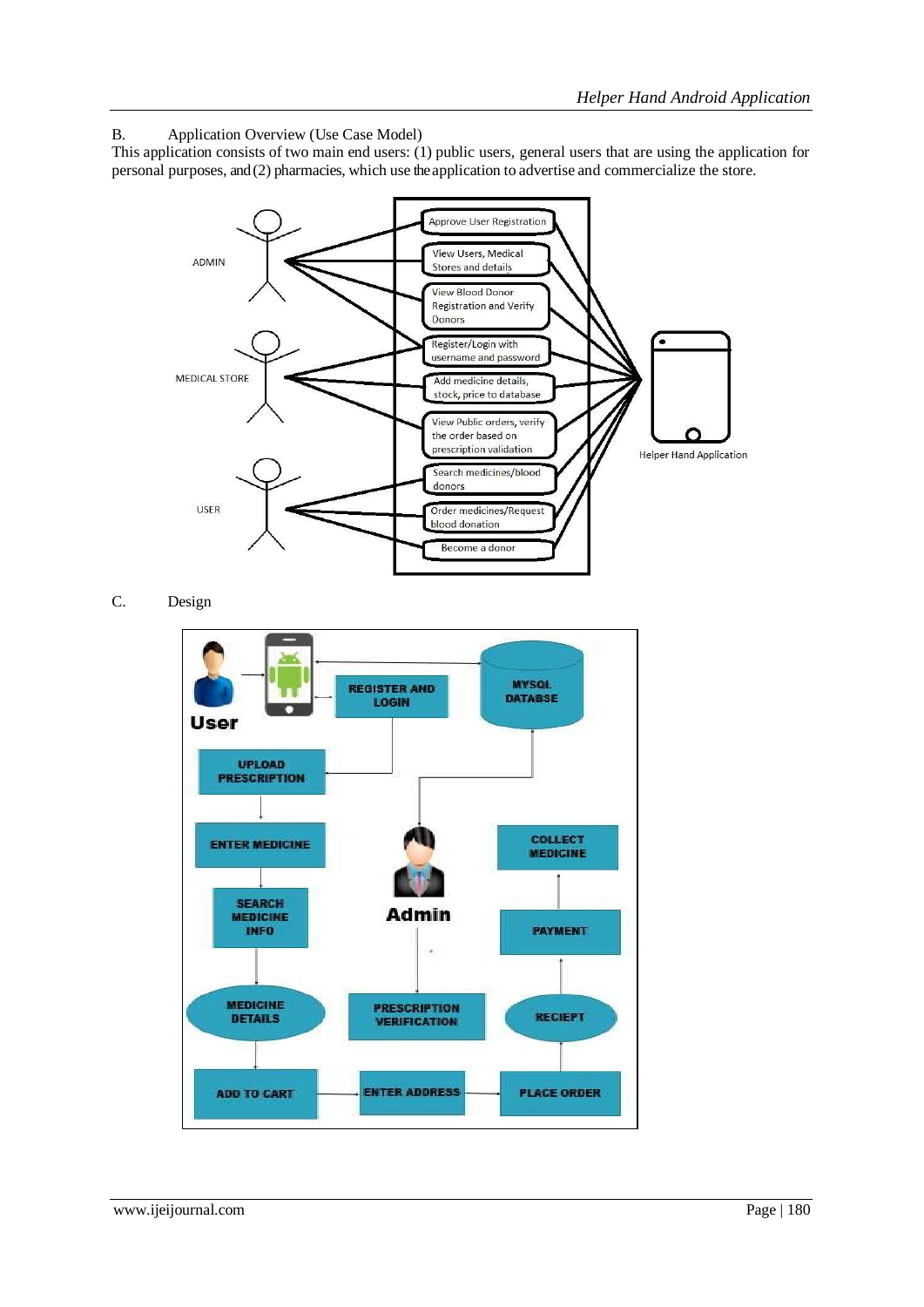B. Application Overview (Use Case Model)

This application consists of two main end users: (1) public users, general users that are using the application for personal purposes, and (2) pharmacies, which use the application to advertise and commercialize the store.

C. Design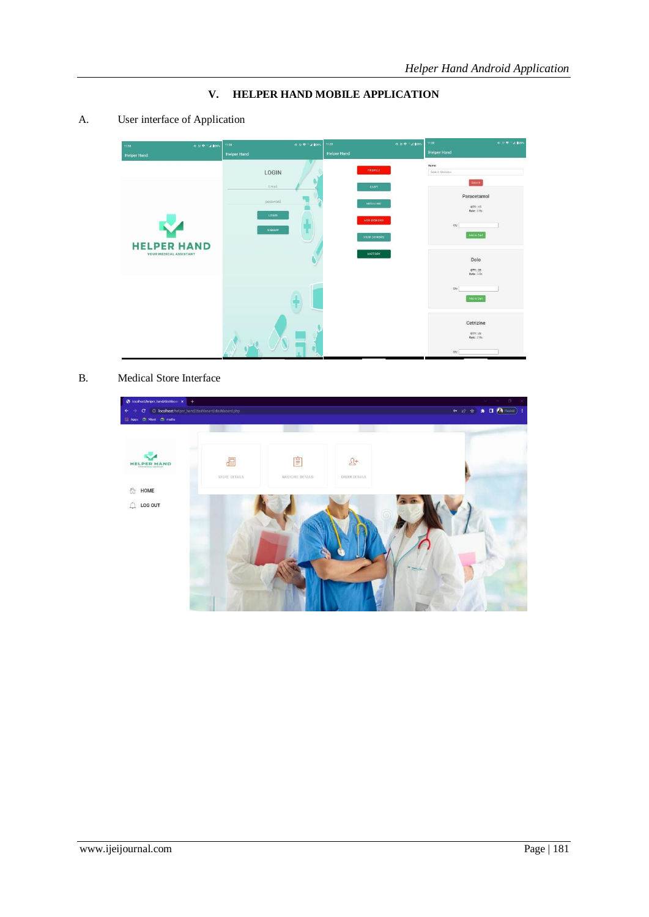## V. HELPER HAND MOBILE APPLICATION

### A. User interface of Application

### B. Medical Store Interface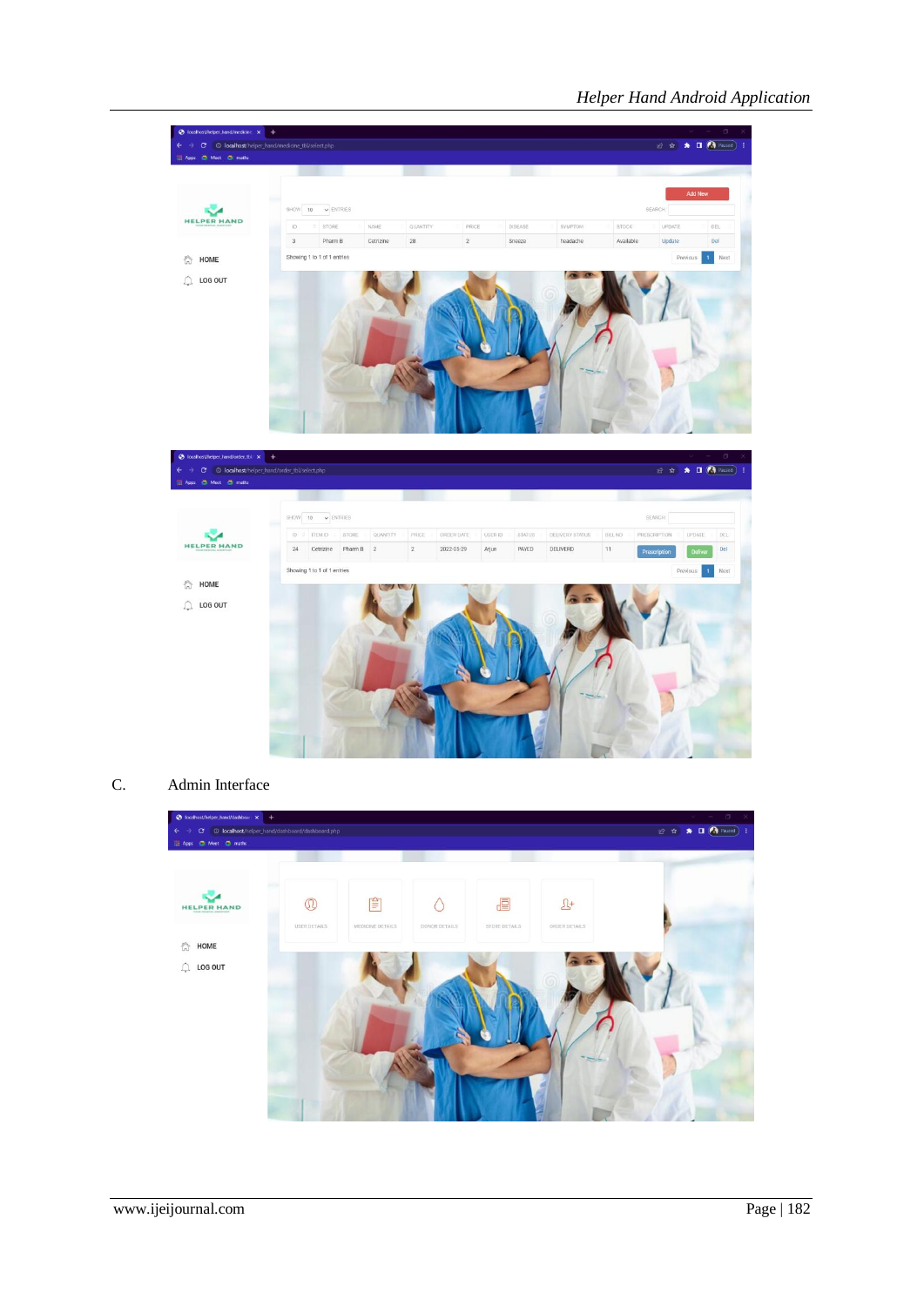C. Admin Interface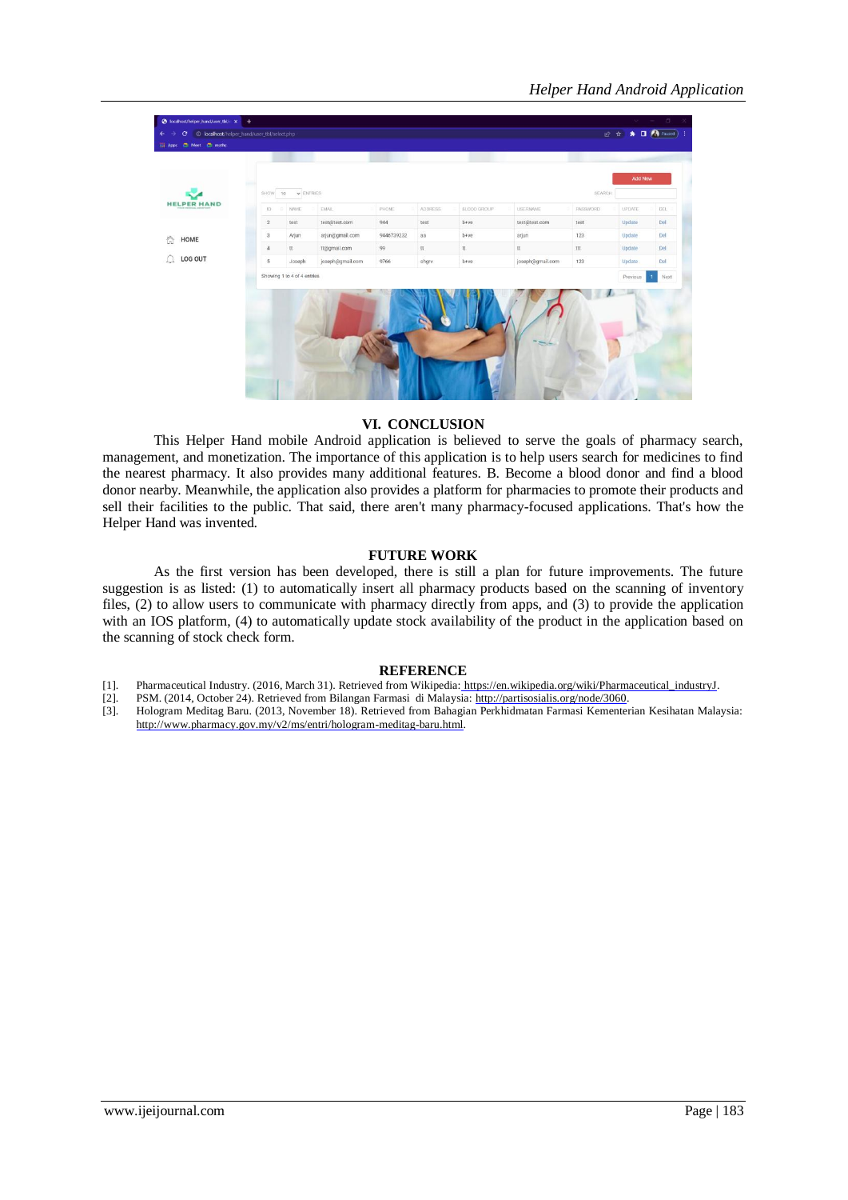## VI. CONCLUSION

This Helper Hand mobile Android application is believed to serve the goals of pharmacy search, management, and monetization. The importance of this application is to help users search for medicines to find the nearest pharmacy. It also provides many additional features. B. Become a blood donor and find a blood donor nearby. Meanwhile, the application also provides a platform for pharmacies to promote their products and sell their facilities to the public. That said, there aren't many pharmacy-focused applications. That's how the Helper Hand was invented.

## FUTURE WORK

As the first version has been developed, there is still a plan for future improvements. The future suggestion is as listed: (1) to automatically insert all pharmacy products based on the scanning of inventory files, (2) to allow users to communicate with pharmacy directly from apps, and (3) to provide the application with an IOS platform, (4) to automatically update stock availability of the product in the application based on the scanning of stock check form.

## REFERENCE

[1]. Pharmaceutical Industry. (2016, March 31). Retrieved from Wikipedia: https://en.wikipedia.org/wiki/Pharmaceutical_industryJ.

[2]. PSM. (2014, October 24). Retrieved from Bilangan Farmasi di Malaysia: http://partisosialis.org/node/3060.

[3]. Hologram Meditag Baru. (2013, November 18). Retrieved from Bahagian Perkhidmatan Farmasi Kementerian Kesihatan Malaysia: http://www.pharmacy.gov.my/v2/ms/entri/hologram-meditag-baru.html.